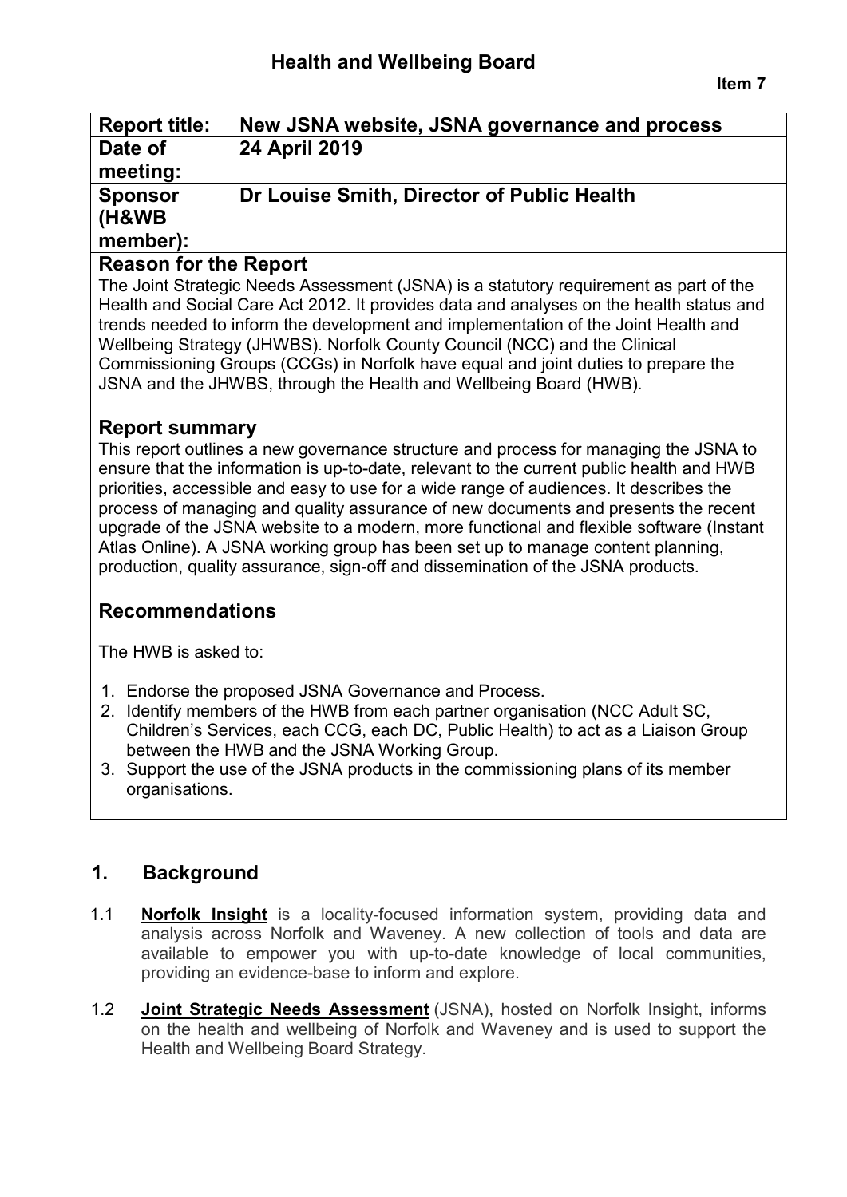# Health and Wellbeing Board

**Item 7**

| **Report title:** | **New JSNA website, JSNA governance and process** |
|---|---|
| **Date of meeting:** | **24 April 2019** |
| **Sponsor (H&WB member):** | **Dr Louise Smith, Director of Public Health** |

## Reason for the Report

The Joint Strategic Needs Assessment (JSNA) is a statutory requirement as part of the Health and Social Care Act 2012. It provides data and analyses on the health status and trends needed to inform the development and implementation of the Joint Health and Wellbeing Strategy (JHWBS). Norfolk County Council (NCC) and the Clinical Commissioning Groups (CCGs) in Norfolk have equal and joint duties to prepare the JSNA and the JHWBS, through the Health and Wellbeing Board (HWB).

## Report summary

This report outlines a new governance structure and process for managing the JSNA to ensure that the information is up-to-date, relevant to the current public health and HWB priorities, accessible and easy to use for a wide range of audiences. It describes the process of managing and quality assurance of new documents and presents the recent upgrade of the JSNA website to a modern, more functional and flexible software (Instant Atlas Online). A JSNA working group has been set up to manage content planning, production, quality assurance, sign-off and dissemination of the JSNA products.

## Recommendations

The HWB is asked to:

1. Endorse the proposed JSNA Governance and Process.
2. Identify members of the HWB from each partner organisation (NCC Adult SC, Children's Services, each CCG, each DC, Public Health) to act as a Liaison Group between the HWB and the JSNA Working Group.
3. Support the use of the JSNA products in the commissioning plans of its member organisations.

## 1. Background

1.1 **Norfolk Insight** is a locality-focused information system, providing data and analysis across Norfolk and Waveney. A new collection of tools and data are available to empower you with up-to-date knowledge of local communities, providing an evidence-base to inform and explore.

1.2 **Joint Strategic Needs Assessment** (JSNA), hosted on Norfolk Insight, informs on the health and wellbeing of Norfolk and Waveney and is used to support the Health and Wellbeing Board Strategy.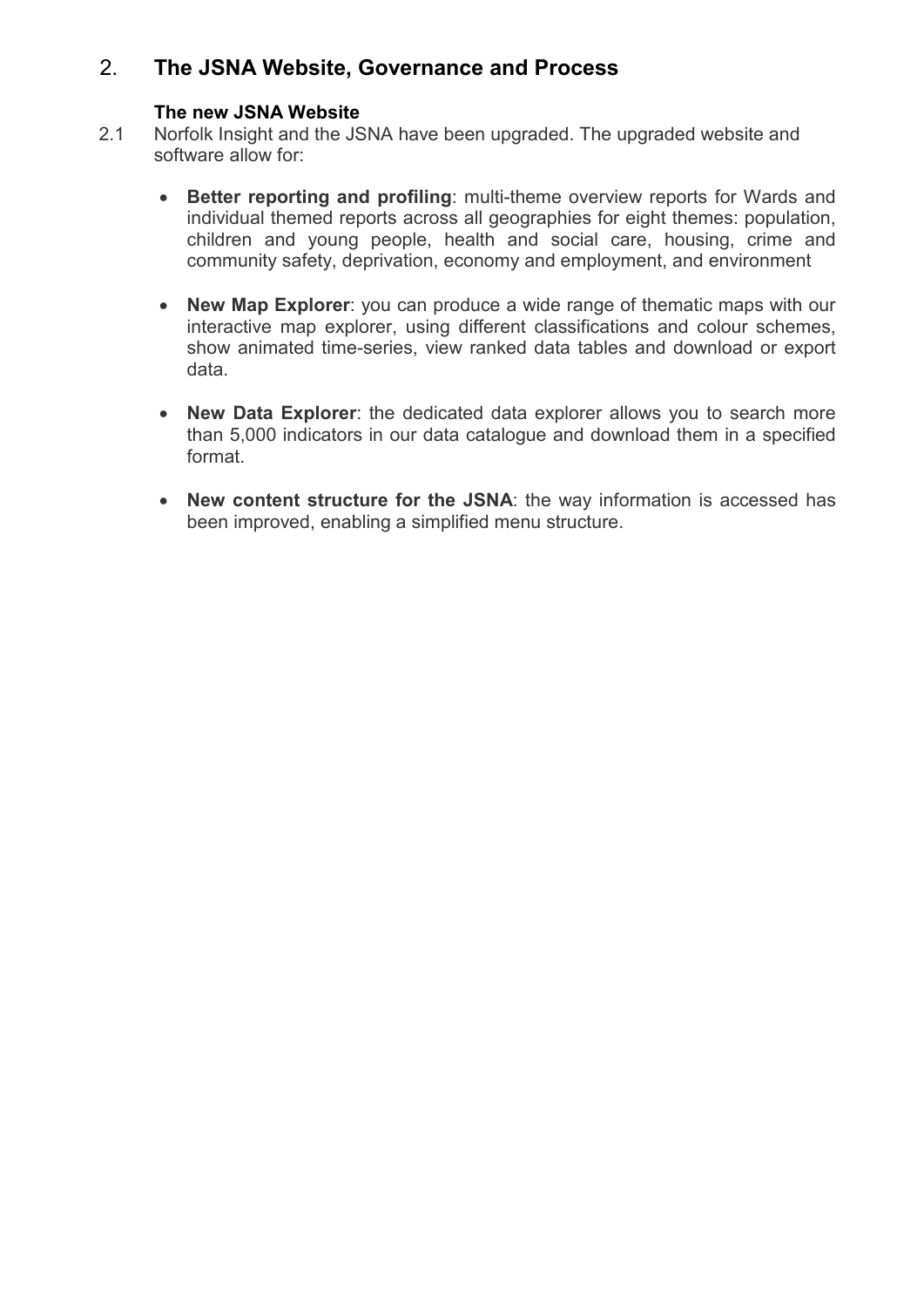## 2. The JSNA Website, Governance and Process

### The new JSNA Website

2.1 Norfolk Insight and the JSNA have been upgraded. The upgraded website and software allow for:

- **Better reporting and profiling**: multi-theme overview reports for Wards and individual themed reports across all geographies for eight themes: population, children and young people, health and social care, housing, crime and community safety, deprivation, economy and employment, and environment

- **New Map Explorer**: you can produce a wide range of thematic maps with our interactive map explorer, using different classifications and colour schemes, show animated time-series, view ranked data tables and download or export data.

- **New Data Explorer**: the dedicated data explorer allows you to search more than 5,000 indicators in our data catalogue and download them in a specified format.

- **New content structure for the JSNA**: the way information is accessed has been improved, enabling a simplified menu structure.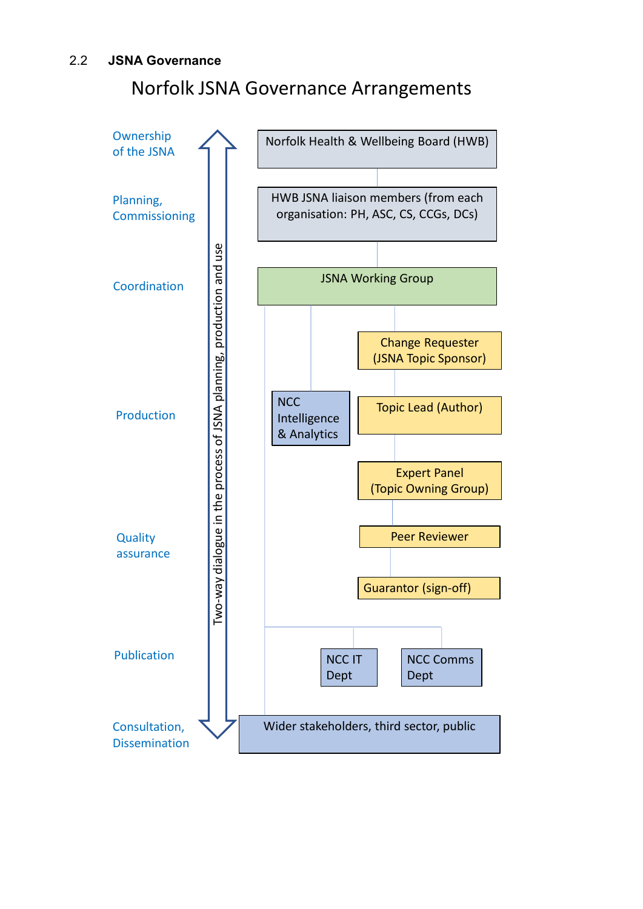## 2.2 JSNA Governance

### Norfolk JSNA Governance Arrangements

| Stage | Body |
| --- | --- |
| Ownership of the JSNA | Norfolk Health & Wellbeing Board (HWB) |
| Planning, Commissioning | HWB JSNA liaison members (from each organisation: PH, ASC, CS, CCGs, DCs) |
| Coordination | JSNA Working Group |
| Production | NCC Intelligence & Analytics; Change Requester (JSNA Topic Sponsor); Topic Lead (Author); Expert Panel (Topic Owning Group) |
| Quality assurance | Peer Reviewer; Guarantor (sign-off) |
| Publication | NCC IT Dept; NCC Comms Dept |
| Consultation, Dissemination | Wider stakeholders, third sector, public |

Two-way dialogue in the process of JSNA planning, production and use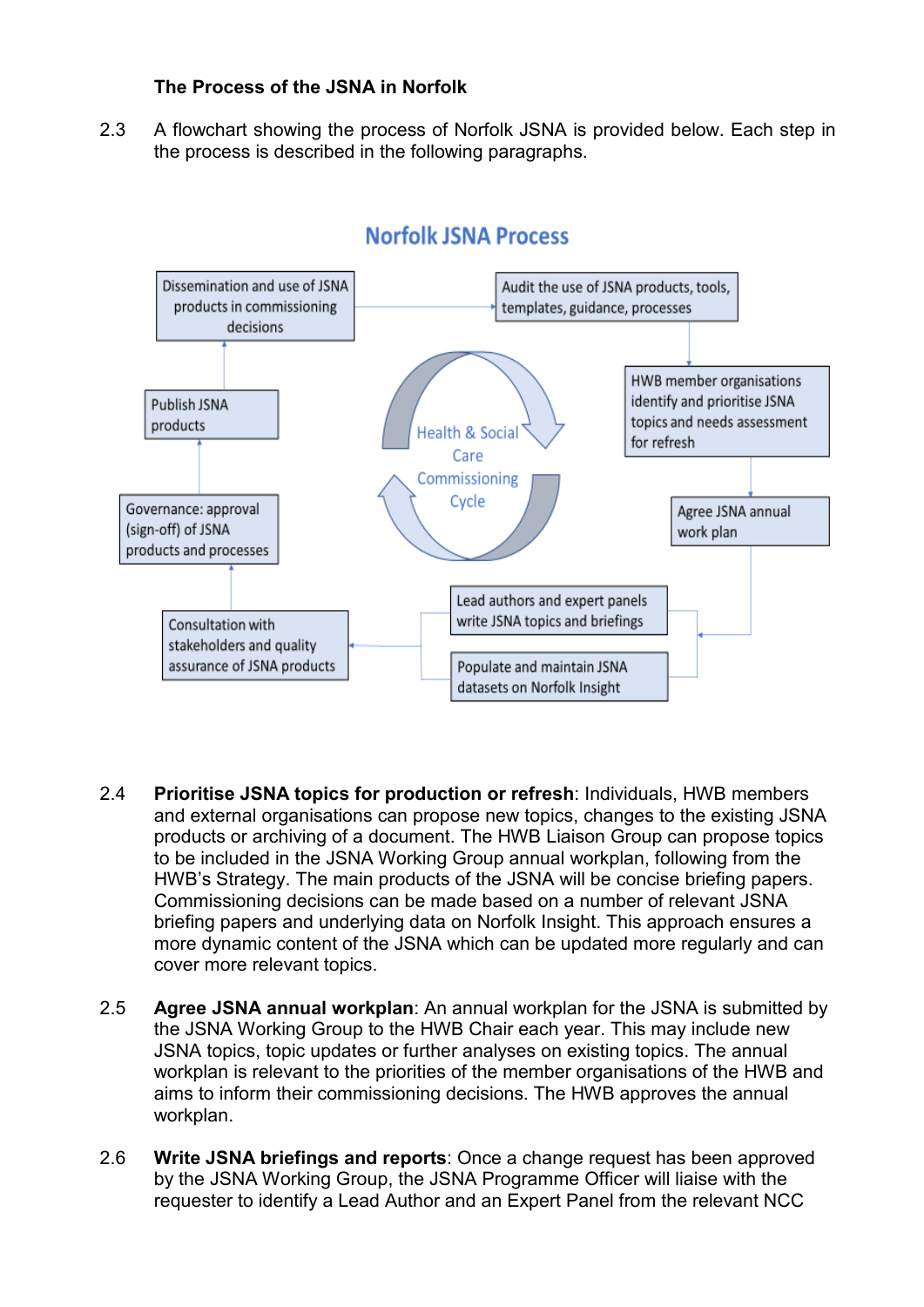**The Process of the JSNA in Norfolk**

2.3 A flowchart showing the process of Norfolk JSNA is provided below. Each step in the process is described in the following paragraphs.

**Norfolk JSNA Process**

- Dissemination and use of JSNA products in commissioning decisions
- Audit the use of JSNA products, tools, templates, guidance, processes
- HWB member organisations identify and prioritise JSNA topics and needs assessment for refresh
- Agree JSNA annual work plan
- Lead authors and expert panels write JSNA topics and briefings
- Populate and maintain JSNA datasets on Norfolk Insight
- Consultation with stakeholders and quality assurance of JSNA products
- Governance: approval (sign-off) of JSNA products and processes
- Publish JSNA products

Health & Social Care Commissioning Cycle

2.4 **Prioritise JSNA topics for production or refresh**: Individuals, HWB members and external organisations can propose new topics, changes to the existing JSNA products or archiving of a document. The HWB Liaison Group can propose topics to be included in the JSNA Working Group annual workplan, following from the HWB's Strategy. The main products of the JSNA will be concise briefing papers. Commissioning decisions can be made based on a number of relevant JSNA briefing papers and underlying data on Norfolk Insight. This approach ensures a more dynamic content of the JSNA which can be updated more regularly and can cover more relevant topics.

2.5 **Agree JSNA annual workplan**: An annual workplan for the JSNA is submitted by the JSNA Working Group to the HWB Chair each year. This may include new JSNA topics, topic updates or further analyses on existing topics. The annual workplan is relevant to the priorities of the member organisations of the HWB and aims to inform their commissioning decisions. The HWB approves the annual workplan.

2.6 **Write JSNA briefings and reports**: Once a change request has been approved by the JSNA Working Group, the JSNA Programme Officer will liaise with the requester to identify a Lead Author and an Expert Panel from the relevant NCC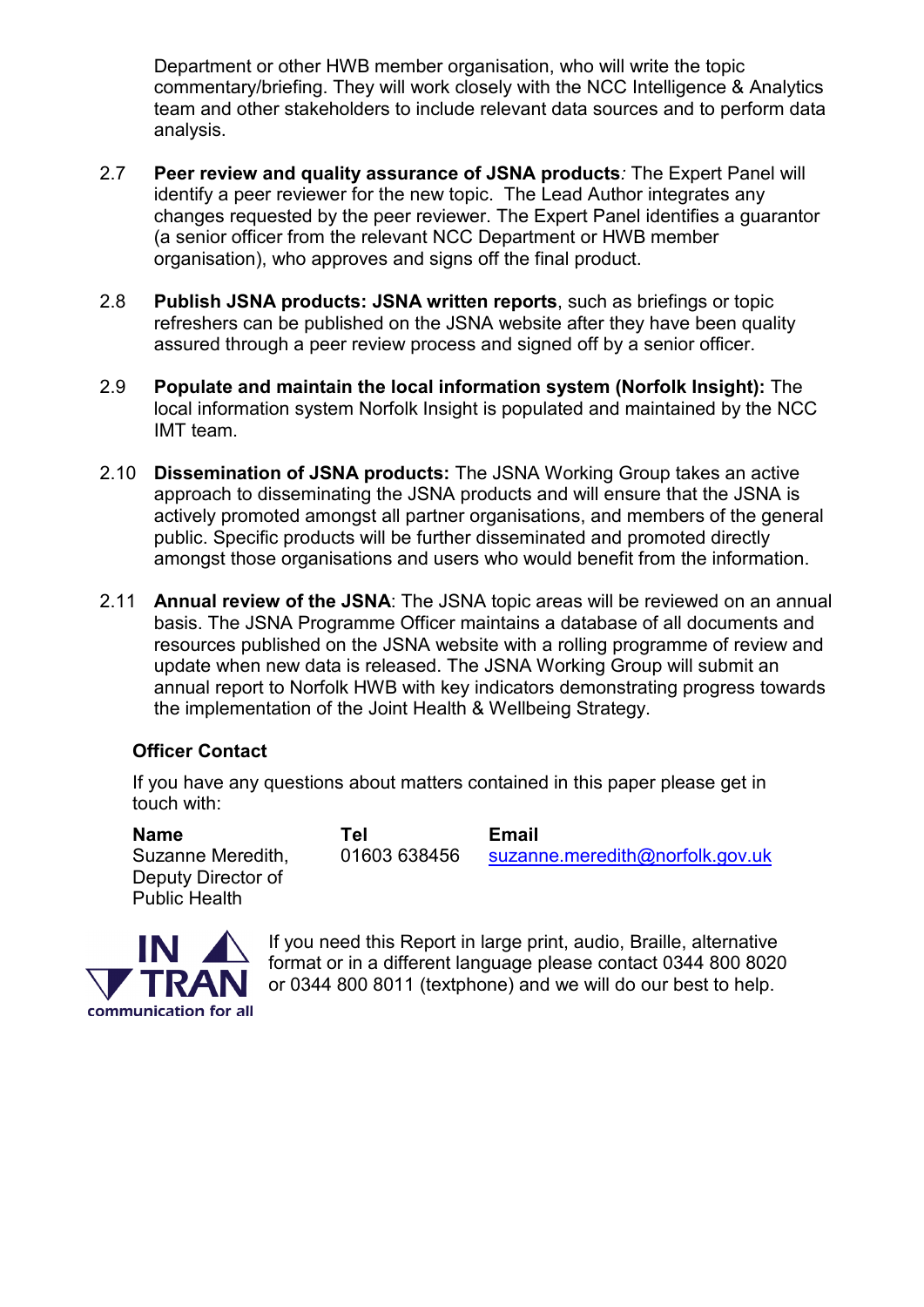Department or other HWB member organisation, who will write the topic commentary/briefing. They will work closely with the NCC Intelligence & Analytics team and other stakeholders to include relevant data sources and to perform data analysis.

2.7 **Peer review and quality assurance of JSNA products***:* The Expert Panel will identify a peer reviewer for the new topic. The Lead Author integrates any changes requested by the peer reviewer. The Expert Panel identifies a guarantor (a senior officer from the relevant NCC Department or HWB member organisation), who approves and signs off the final product.

2.8 **Publish JSNA products: JSNA written reports**, such as briefings or topic refreshers can be published on the JSNA website after they have been quality assured through a peer review process and signed off by a senior officer.

2.9 **Populate and maintain the local information system (Norfolk Insight):** The local information system Norfolk Insight is populated and maintained by the NCC IMT team.

2.10 **Dissemination of JSNA products:** The JSNA Working Group takes an active approach to disseminating the JSNA products and will ensure that the JSNA is actively promoted amongst all partner organisations, and members of the general public. Specific products will be further disseminated and promoted directly amongst those organisations and users who would benefit from the information.

2.11 **Annual review of the JSNA**: The JSNA topic areas will be reviewed on an annual basis. The JSNA Programme Officer maintains a database of all documents and resources published on the JSNA website with a rolling programme of review and update when new data is released. The JSNA Working Group will submit an annual report to Norfolk HWB with key indicators demonstrating progress towards the implementation of the Joint Health & Wellbeing Strategy.

**Officer Contact**

If you have any questions about matters contained in this paper please get in touch with:

| **Name** | **Tel** | **Email** |
|---|---|---|
| Suzanne Meredith, Deputy Director of Public Health | 01603 638456 | suzanne.meredith@norfolk.gov.uk |

IN TRAN communication for all

If you need this Report in large print, audio, Braille, alternative format or in a different language please contact 0344 800 8020 or 0344 800 8011 (textphone) and we will do our best to help.